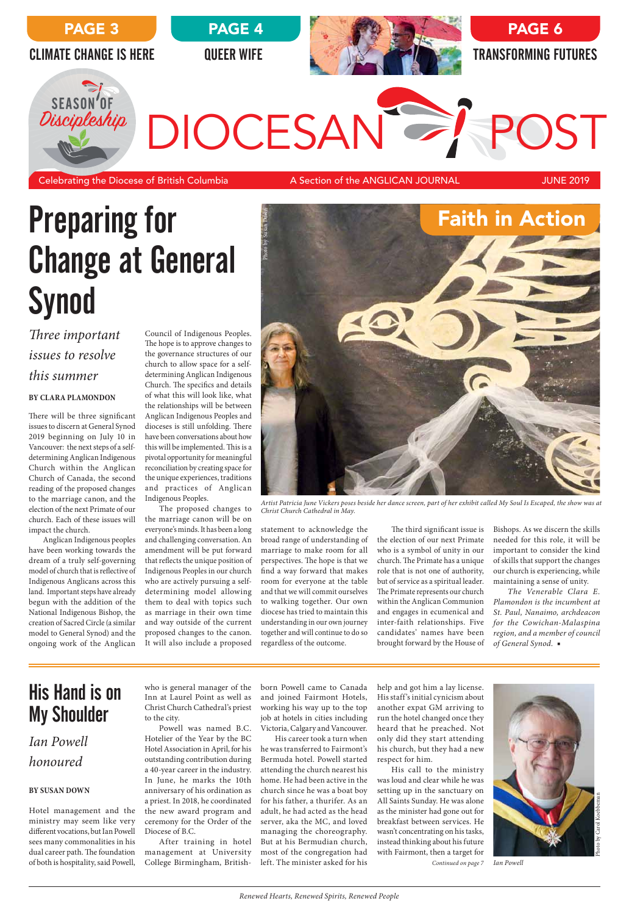PAGE 3 — CLIMATE CHANGE IS HERE

PAGE 4 — QUEER WIFE

PAGE 6 — TRANSFORMING FUTURES

SEASON OF *Discipleship*

# DIOCESAN POST

Celebrating the Diocese of British Columbia — A Section of the ANGLICAN JOURNAL — JUNE 2019

# Preparing for Change at General Synod

*Three important issues to resolve this summer*

**BY CLARA PLAMONDON**

There will be three significant issues to discern at General Synod 2019 beginning on July 10 in Vancouver: the next steps of a self-determining Anglican Indigenous Church within the Anglican Church of Canada, the second reading of the proposed changes to the marriage canon, and the election of the next Primate of our church. Each of these issues will impact the church.

Anglican Indigenous peoples have been working towards the dream of a truly self-governing model of church that is reflective of Indigenous Anglicans across this land. Important steps have already begun with the addition of the National Indigenous Bishop, the creation of Sacred Circle (a similar model to General Synod) and the ongoing work of the Anglican Council of Indigenous Peoples. The hope is to approve changes to the governance structures of our church to allow space for a self-determining Anglican Indigenous Church. The specifics and details of what this will look like, what the relationships will be between Anglican Indigenous Peoples and dioceses is still unfolding. There have been conversations about how this will be implemented. This is a pivotal opportunity for meaningful reconciliation by creating space for the unique experiences, traditions and practices of Anglican Indigenous Peoples.

The proposed changes to the marriage canon will be on everyone's minds. It has been a long and challenging conversation. An amendment will be put forward that reflects the unique position of Indigenous Peoples in our church who are actively pursuing a self-determining model allowing them to deal with topics such as marriage in their own time and way outside of the current proposed changes to the canon. It will also include a proposed statement to acknowledge the broad range of understanding of marriage to make room for all perspectives. The hope is that we find a way forward that makes room for everyone at the table and that we will commit ourselves to walking together. Our own diocese has tried to maintain this understanding in our own journey together and will continue to do so regardless of the outcome.

The third significant issue is the election of our next Primate within our church. The Primate has a unique role that is not one of authority, but of service as a spiritual leader. The Primate represents our church within the Anglican Communion and engages in ecumenical and inter-faith relationships. Five candidates' names have been brought forward by the House of Bishops. As we discern the skills needed for this role, it will be important to consider the kind of skills that support the changes our church is experiencing, while maintaining a sense of unity.

*The Venerable Clara E. Plamondon is the incumbent at St. Paul, Nanaimo, archdeacon for the Cowichan-Malaspina region, and a member of council of General Synod.* ▪

## Faith in Action

Photo by Susan Down

*Artist Patricia June Vickers poses beside her dance screen, part of her exhibit called My Soul Is Escaped, the show was at Christ Church Cathedral in May.*

# His Hand is on My Shoulder

*Ian Powell honoured*

**BY SUSAN DOWN**

Hotel management and the ministry may seem like very different vocations, but Ian Powell sees many commonalities in his dual career path. The foundation of both is hospitality, said Powell, who is general manager of the Inn at Laurel Point as well as Christ Church Cathedral's priest to the city.

Powell was named B.C. Hotelier of the Year by the BC Hotel Association in April, for his outstanding contribution during a 40-year career in the industry. In June, he marks the 10th anniversary of his ordination as a priest. In 2018, he coordinated the new award program and ceremony for the Order of the Diocese of B.C.

After training in hotel management at University College Birmingham, British-born Powell came to Canada and joined Fairmont Hotels, working his way up to the top job at hotels in cities including Victoria, Calgary and Vancouver.

His career took a turn when he was transferred to Fairmont's Bermuda hotel. Powell started attending the church nearest his home. He had been active in the church since he was a boat boy for his father, a thurifer. As an adult, he had acted as the head server, aka the MC, and loved managing the choreography. But at his Bermudian church, most of the congregation had left. The minister asked for his help and got him a lay license. His staff's initial cynicism about another expat GM arriving to run the hotel changed once they heard that he preached. Not only did they start attending his church, but they had a new respect for him.

His call to the ministry was loud and clear while he was setting up in the sanctuary on All Saints Sunday. He was alone as the minister had gone out for breakfast between services. He wasn't concentrating on his tasks, instead thinking about his future with Fairmont, then a target for

*Continued on page 7*

Photo by Carol Koebbeman

*Ian Powell*

*Renewed Hearts, Renewed Spirits, Renewed People*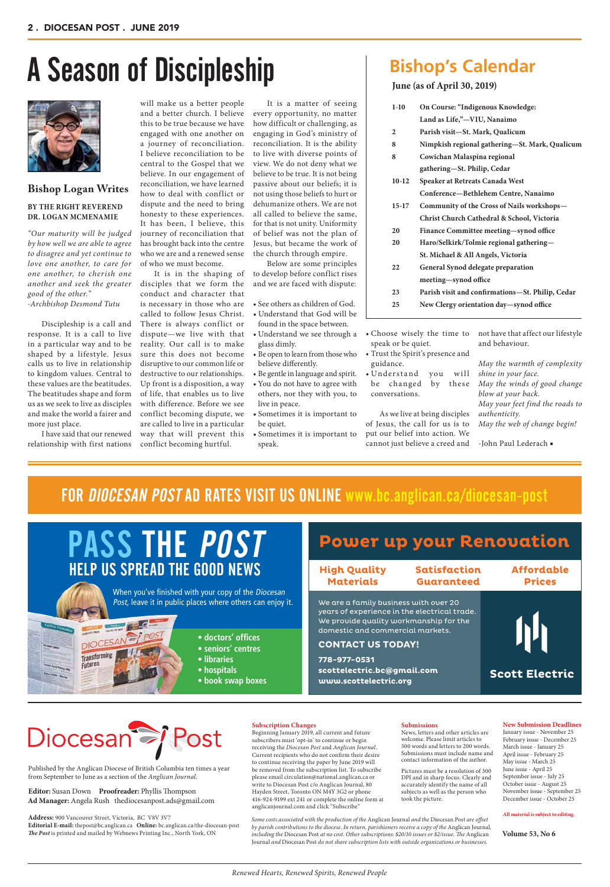# A Season of Discipleship

## Bishop Logan Writes

**BY THE RIGHT REVEREND DR. LOGAN MCMENAMIE**

*"Our maturity will be judged by how well we are able to agree to disagree and yet continue to love one another, to care for one another, to cherish one another and seek the greater good of the other."*
*-Archbishop Desmond Tutu*

Discipleship is a call and response. It is a call to live in a particular way and to be shaped by a lifestyle. Jesus calls us to live in relationship to kingdom values. Central to these values are the beatitudes. The beatitudes shape and form us as we seek to live as disciples and make the world a fairer and more just place.

I have said that our renewed relationship with first nations will make us a better people and a better church. I believe this to be true because we have engaged with one another on a journey of reconciliation. I believe reconciliation to be central to the Gospel that we believe. In our engagement of reconciliation, we have learned how to deal with conflict or dispute and the need to bring honesty to these experiences. It has been, I believe, this journey of reconciliation that has brought back into the centre who we are and a renewed sense of who we must become.

It is in the shaping of disciples that we form the conduct and character that is necessary in those who are called to follow Jesus Christ. There is always conflict or dispute—we live with that reality. Our call is to make sure this does not become disruptive to our common life or destructive to our relationships. Up front is a disposition, a way of life, that enables us to live with difference. Before we see conflict becoming dispute, we are called to live in a particular way that will prevent this conflict becoming hurtful.

It is a matter of seeing every opportunity, no matter how difficult or challenging, as engaging in God's ministry of reconciliation. It is the ability to live with diverse points of view. We do not deny what we believe to be true. It is not being passive about our beliefs; it is not using those beliefs to hurt or dehumanize others. We are not all called to believe the same, for that is not unity. Uniformity of belief was not the plan of Jesus, but became the work of the church through empire.

Below are some principles to develop before conflict rises and we are faced with dispute:

- See others as children of God.
- Understand that God will be found in the space between.
- Understand we see through a glass dimly.
- Be open to learn from those who believe differently.
- Be gentle in language and spirit.
- You do not have to agree with others, nor they with you, to live in peace.
- Sometimes it is important to be quiet.
- Sometimes it is important to speak.
- Choose wisely the time to speak or be quiet.
- Trust the Spirit's presence and guidance.
- Understand you will be changed by these conversations.

As we live at being disciples of Jesus, the call for us is to put our belief into action. We cannot just believe a creed and not have that affect our lifestyle and behaviour.

*May the warmth of complexity shine in your face.*
*May the winds of good change blow at your back.*
*May your feet find the roads to authenticity.*
*May the web of change begin!*

-John Paul Lederach ▪

## Bishop's Calendar

**June (as of April 30, 2019)**

| Date | Event |
|---|---|
| 1-10 | On Course: "Indigenous Knowledge: Land as Life,"—VIU, Nanaimo |
| 2 | Parish visit—St. Mark, Qualicum |
| 8 | Nimpkish regional gathering—St. Mark, Qualicum |
| 8 | Cowichan Malaspina regional gathering—St. Philip, Cedar |
| 10-12 | Speaker at Retreats Canada West Conference—Bethlehem Centre, Nanaimo |
| 15-17 | Community of the Cross of Nails workshops—Christ Church Cathedral & School, Victoria |
| 20 | Finance Committee meeting—synod office |
| 20 | Haro/Selkirk/Tolmie regional gathering—St. Michael & All Angels, Victoria |
| 22 | General Synod delegate preparation meeting—synod office |
| 23 | Parish visit and confirmations—St. Philip, Cedar |
| 25 | New Clergy orientation day—synod office |

FOR *DIOCESAN POST* AD RATES VISIT US ONLINE www.bc.anglican.ca/diocesan-post

# PASS THE *POST*
## HELP US SPREAD THE GOOD NEWS

When you've finished with your copy of the *Diocesan Post*, leave it in public places where others can enjoy it.

- doctors' offices
- seniors' centres
- libraries
- hospitals
- book swap boxes

# Power up your Renovation

**High Quality Materials** | **Satisfaction Guaranteed** | **Affordable Prices**

We are a family business with over 20 years of experience in the electrical trade. We provide quality workmanship for the domestic and commercial markets.

**CONTACT US TODAY!**

**778-977-0531**
**scottelectric.bc@gmail.com**
**www.scottelectric.org**

**Scott Electric**

# Diocesan Post

Published by the Anglican Diocese of British Columbia ten times a year from September to June as a section of the *Anglican Journal*.

**Editor:** Susan Down **Proofreader:** Phyllis Thompson
**Ad Manager:** Angela Rush thediocesanpost.ads@gmail.com

**Address:** 900 Vancouver Street, Victoria, BC V8V 3V7
**Editorial E-mail:** thepost@bc.anglican.ca **Online:** bc.anglican.ca/the-diocesan-post
***The Post*** is printed and mailed by Webnews Printing Inc., North York, ON

**Subscription Changes**
Beginning January 2019, all current and future subscribers must 'opt-in' to continue or begin receiving the *Diocesan Post* and *Anglican Journal*. Current recipients who do not confirm their desire to continue receiving the paper by June 2019 will be removed from the subscription list. To subscribe please email circulation@national.anglican.ca or write to Diocesan Post c/o Anglican Journal, 80 Hayden Street, Toronto ON M4Y 3G2 or phone 416-924-9199 ext 241 or complete the online form at anglicanjournal.com and click "Subscribe"

**Submissions**
News, letters and other articles are welcome. Please limit articles to 500 words and letters to 200 words. Submissions must include name and contact information of the author.

Pictures must be a resolution of 300 DPI and in sharp focus. Clearly and accurately identify the name of all subjects as well as the person who took the picture.

**New Submission Deadlines**
January issue - November 25
February issue - December 25
March issue - January 25
April issue - February 25
May issue - March 25
June issue - April 25
September issue - July 25
October issue - August 25
November issue - September 25
December issue - October 25

**All material is subject to editing.**

*Some costs associated with the production of the* Anglican Journal *and the* Diocesan Post *are offset by parish contributions to the diocese. In return, parishioners receive a copy of the* Anglican Journal, *including the* Diocesan Post *at no cost. Other subscriptions: $20/10 issues or $2/issue. The* Anglican Journal *and* Diocesan Post *do not share subscription lists with outside organizations or businesses.*

**Volume 53, No 6**

*Renewed Hearts, Renewed Spirits, Renewed People*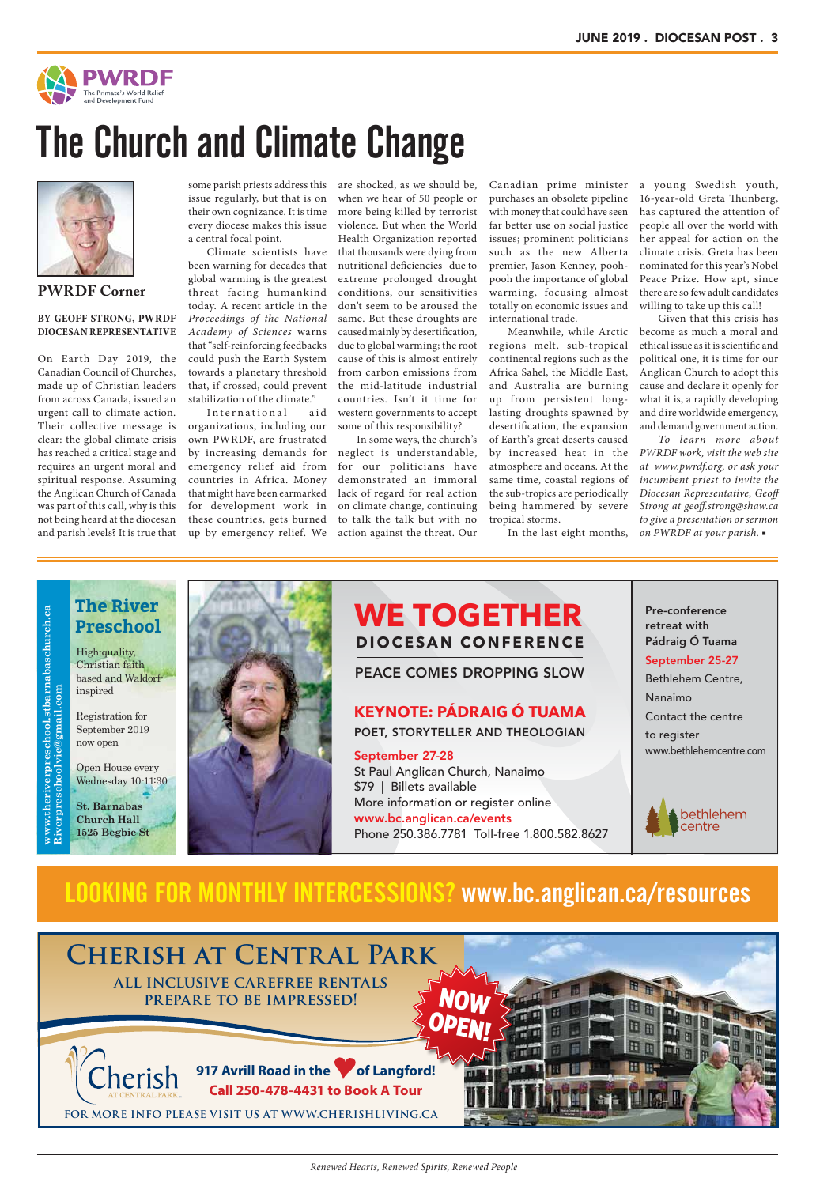PWRDF
The Primate's World Relief and Development Fund

# The Church and Climate Change

**PWRDF Corner**

**BY GEOFF STRONG, PWRDF DIOCESAN REPRESENTATIVE**

On Earth Day 2019, the Canadian Council of Churches, made up of Christian leaders from across Canada, issued an urgent call to climate action. Their collective message is clear: the global climate crisis has reached a critical stage and requires an urgent moral and spiritual response. Assuming the Anglican Church of Canada was part of this call, why is this not being heard at the diocesan and parish levels? It is true that some parish priests address this issue regularly, but that is on their own cognizance. It is time every diocese makes this issue a central focal point.

Climate scientists have been warning for decades that global warming is the greatest threat facing humankind today. A recent article in the *Proceedings of the National Academy of Sciences* warns that "self-reinforcing feedbacks could push the Earth System towards a planetary threshold that, if crossed, could prevent stabilization of the climate."

International aid organizations, including our own PWRDF, are frustrated by increasing demands for emergency relief aid from countries in Africa. Money that might have been earmarked for development work in these countries, gets burned up by emergency relief. We are shocked, as we should be, when we hear of 50 people or more being killed by terrorist violence. But when the World Health Organization reported that thousands were dying from nutritional deficiencies due to extreme prolonged drought conditions, our sensitivities don't seem to be aroused the same. But these droughts are caused mainly by desertification, due to global warming; the root cause of this is almost entirely from carbon emissions from the mid-latitude industrial countries. Isn't it time for western governments to accept some of this responsibility?

In some ways, the church's neglect is understandable, for our politicians have demonstrated an immoral lack of regard for real action on climate change, continuing to talk the talk but with no action against the threat. Our Canadian prime minister purchases an obsolete pipeline with money that could have seen far better use on social justice issues; prominent politicians such as the new Alberta premier, Jason Kenney, pooh-pooh the importance of global warming, focusing almost totally on economic issues and international trade.

Meanwhile, while Arctic regions melt, sub-tropical continental regions such as the Africa Sahel, the Middle East, and Australia are burning up from persistent long-lasting droughts spawned by desertification, the expansion of Earth's great deserts caused by increased heat in the atmosphere and oceans. At the same time, coastal regions of the sub-tropics are periodically being hammered by severe tropical storms.

In the last eight months, a young Swedish youth, 16-year-old Greta Thunberg, has captured the attention of people all over the world with her appeal for action on the climate crisis. Greta has been nominated for this year's Nobel Peace Prize. How apt, since there are so few adult candidates willing to take up this call!

Given that this crisis has become as much a moral and ethical issue as it is scientific and political one, it is time for our Anglican Church to adopt this cause and declare it openly for what it is, a rapidly developing and dire worldwide emergency, and demand government action.

*To learn more about PWRDF work, visit the web site at www.pwrdf.org, or ask your incumbent priest to invite the Diocesan Representative, Geoff Strong at geoff.strong@shaw.ca to give a presentation or sermon on PWRDF at your parish.* ▪

---

**The River Preschool**

High-quality, Christian faith based and Waldorf inspired

Registration for September 2019 now open

Open House every Wednesday 10-11:30

**St. Barnabas Church Hall 1525 Begbie St**

www.theriverpreschool.stbarnabaschurch.ca
Riverpreschoolvic@gmail.com

---

**WE TOGETHER**
**DIOCESAN CONFERENCE**

PEACE COMES DROPPING SLOW

**KEYNOTE: PÁDRAIG Ó TUAMA**
POET, STORYTELLER AND THEOLOGIAN

**September 27-28**
St Paul Anglican Church, Nanaimo
$79 | Billets available
More information or register online
www.bc.anglican.ca/events
Phone 250.386.7781 Toll-free 1.800.582.8627

Pre-conference retreat with Pádraig Ó Tuama
**September 25-27**
Bethlehem Centre, Nanaimo
Contact the centre to register
www.bethlehemcentre.com

bethlehem centre

---

**LOOKING FOR MONTHLY INTERCESSIONS? www.bc.anglican.ca/resources**

---

**CHERISH AT CENTRAL PARK**

**ALL INCLUSIVE CAREFREE RENTALS**
**PREPARE TO BE IMPRESSED!**

**NOW OPEN!**

Cherish AT CENTRAL PARK

**917 Avrill Road in the ♥ of Langford!**
**Call 250-478-4431 to Book A Tour**

FOR MORE INFO PLEASE VISIT US AT WWW.CHERISHLIVING.CA

---

*Renewed Hearts, Renewed Spirits, Renewed People*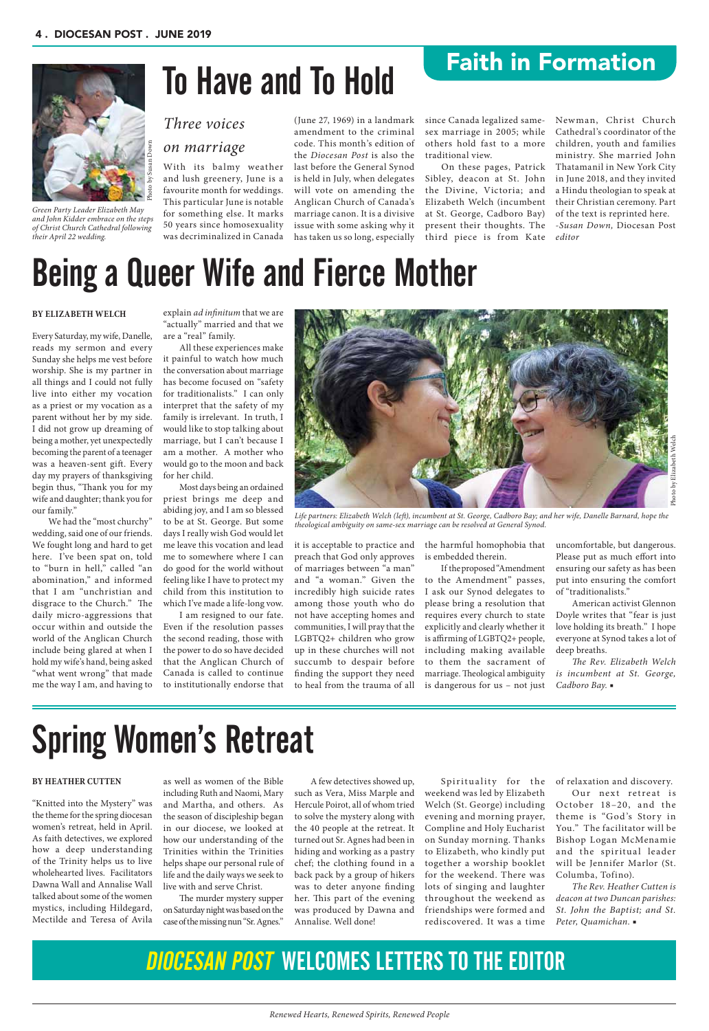# To Have and To Hold

## Faith in Formation

Green Party Leader Elizabeth May and John Kidder embrace on the steps of Christ Church Cathedral following their April 22 wedding.

Photo by Susan Down

### *Three voices on marriage*

With its balmy weather and lush greenery, June is a favourite month for weddings. This particular June is notable for something else. It marks 50 years since homosexuality was decriminalized in Canada (June 27, 1969) in a landmark amendment to the criminal code. This month's edition of the *Diocesan Post* is also the last before the General Synod is held in July, when delegates will vote on amending the Anglican Church of Canada's marriage canon. It is a divisive issue with some asking why it has taken us so long, especially since Canada legalized same-sex marriage in 2005; while others hold fast to a more traditional view.

On these pages, Patrick Sibley, deacon at St. John the Divine, Victoria; and Elizabeth Welch (incumbent at St. George, Cadboro Bay) present their thoughts. The third piece is from Kate Newman, Christ Church Cathedral's coordinator of the children, youth and families ministry. She married John Thatamanil in New York City in June 2018, and they invited a Hindu theologian to speak at their Christian ceremony. Part of the text is reprinted here. *-Susan Down,* Diocesan Post *editor*

# Being a Queer Wife and Fierce Mother

**BY ELIZABETH WELCH**

Every Saturday, my wife, Danelle, reads my sermon and every Sunday she helps me vest before worship. She is my partner in all things and I could not fully live into either my vocation as a priest or my vocation as a parent without her by my side. I did not grow up dreaming of being a mother, yet unexpectedly becoming the parent of a teenager was a heaven-sent gift. Every day my prayers of thanksgiving begin thus, "Thank you for my wife and daughter; thank you for our family."

We had the "most churchy" wedding, said one of our friends. We fought long and hard to get here. I've been spat on, told to "burn in hell," called "an abomination," and informed that I am "unchristian and disgrace to the Church." The daily micro-aggressions that occur within and outside the world of the Anglican Church include being glared at when I hold my wife's hand, being asked "what went wrong" that made me the way I am, and having to explain *ad infinitum* that we are "actually" married and that we are a "real" family.

All these experiences make it painful to watch how much the conversation about marriage has become focused on "safety for traditionalists." I can only interpret that the safety of my family is irrelevant. In truth, I would like to stop talking about marriage, but I can't because I am a mother. A mother who would go to the moon and back for her child.

Most days being an ordained priest brings me deep and abiding joy, and I am so blessed to be at St. George. But some days I really wish God would let me leave this vocation and lead me to somewhere where I can do good for the world without feeling like I have to protect my child from this institution to which I've made a life-long vow.

I am resigned to our fate. Even if the resolution passes the second reading, those with the power to do so have decided that the Anglican Church of Canada is called to continue to institutionally endorse that it is acceptable to practice and preach that God only approves of marriages between "a man" and "a woman." Given the incredibly high suicide rates among those youth who do not have accepting homes and communities, I will pray that the LGBTQ2+ children who grow up in these churches will not succumb to despair before finding the support they need to heal from the trauma of all the harmful homophobia that is embedded therein.

If the proposed "Amendment to the Amendment" passes, I ask our Synod delegates to please bring a resolution that requires every church to state explicitly and clearly whether it is affirming of LGBTQ2+ people, including making available to them the sacrament of marriage. Theological ambiguity is dangerous for us – not just uncomfortable, but dangerous. Please put as much effort into ensuring our safety as has been put into ensuring the comfort of "traditionalists."

American activist Glennon Doyle writes that "fear is just love holding its breath." I hope everyone at Synod takes a lot of deep breaths.

*The Rev. Elizabeth Welch is incumbent at St. George, Cadboro Bay.* ▪

Photo by Elizabeth Welch

*Life partners: Elizabeth Welch (left), incumbent at St. George, Cadboro Bay; and her wife, Danelle Barnard, hope the theological ambiguity on same-sex marriage can be resolved at General Synod.*

# Spring Women's Retreat

**BY HEATHER CUTTEN**

"Knitted into the Mystery" was the theme for the spring diocesan women's retreat, held in April. As faith detectives, we explored how a deep understanding of the Trinity helps us to live wholehearted lives. Facilitators Dawna Wall and Annalise Wall talked about some of the women mystics, including Hildegard, Mectilde and Teresa of Avila as well as women of the Bible including Ruth and Naomi, Mary and Martha, and others. As the season of discipleship began in our diocese, we looked at how our understanding of the Trinities within the Trinities helps shape our personal rule of life and the daily ways we seek to live with and serve Christ.

The murder mystery supper on Saturday night was based on the case of the missing nun "Sr. Agnes."

A few detectives showed up, such as Vera, Miss Marple and Hercule Poirot, all of whom tried to solve the mystery along with the 40 people at the retreat. It turned out Sr. Agnes had been in hiding and working as a pastry chef; the clothing found in a back pack by a group of hikers was to deter anyone finding her. This part of the evening was produced by Dawna and Annalise. Well done!

Spirituality for the weekend was led by Elizabeth Welch (St. George) including evening and morning prayer, Compline and Holy Eucharist on Sunday morning. Thanks to Elizabeth, who kindly put together a worship booklet for the weekend. There was lots of singing and laughter throughout the weekend as friendships were formed and rediscovered. It was a time of relaxation and discovery.

Our next retreat is October 18–20, and the theme is "God's Story in You." The facilitator will be Bishop Logan McMenamie and the spiritual leader will be Jennifer Marlor (St. Columba, Tofino).

*The Rev. Heather Cutten is deacon at two Duncan parishes: St. John the Baptist; and St. Peter, Quamichan.* ▪

## *DIOCESAN POST* WELCOMES LETTERS TO THE EDITOR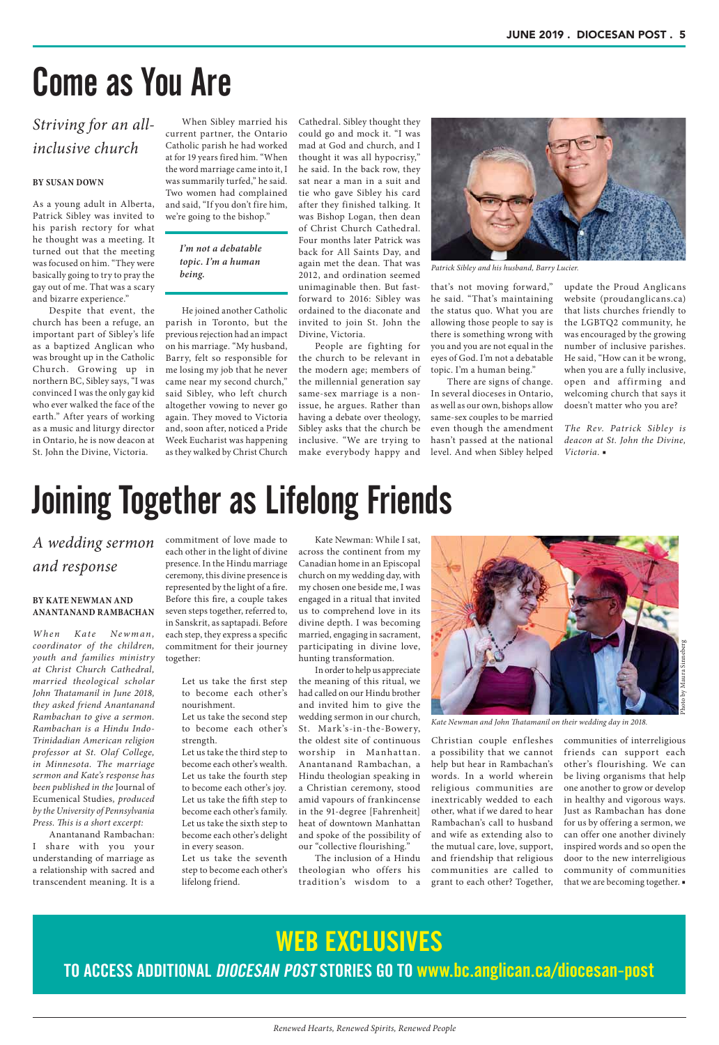# Come as You Are

## *Striving for an all-inclusive church*

**BY SUSAN DOWN**

As a young adult in Alberta, Patrick Sibley was invited to his parish rectory for what he thought was a meeting. It turned out that the meeting was focused on him. "They were basically going to try to pray the gay out of me. That was a scary and bizarre experience."

Despite that event, the church has been a refuge, an important part of Sibley's life as a baptized Anglican who was brought up in the Catholic Church. Growing up in northern BC, Sibley says, "I was convinced I was the only gay kid who ever walked the face of the earth." After years of working as a music and liturgy director in Ontario, he is now deacon at St. John the Divine, Victoria.

When Sibley married his current partner, the Ontario Catholic parish he had worked at for 19 years fired him. "When the word marriage came into it, I was summarily turfed," he said. Two women had complained and said, "If you don't fire him, we're going to the bishop."

> *I'm not a debatable topic. I'm a human being.*

He joined another Catholic parish in Toronto, but the previous rejection had an impact on his marriage. "My husband, Barry, felt so responsible for me losing my job that he never came near my second church," said Sibley, who left church altogether vowing to never go again. They moved to Victoria and, soon after, noticed a Pride Week Eucharist was happening as they walked by Christ Church Cathedral. Sibley thought they could go and mock it. "I was mad at God and church, and I thought it was all hypocrisy," he said. In the back row, they sat near a man in a suit and tie who gave Sibley his card after they finished talking. It was Bishop Logan, then dean of Christ Church Cathedral. Four months later Patrick was back for All Saints Day, and again met the dean. That was 2012, and ordination seemed unimaginable then. But fast-forward to 2016: Sibley was ordained to the diaconate and invited to join St. John the Divine, Victoria.

People are fighting for the church to be relevant in the modern age; members of the millennial generation say same-sex marriage is a non-issue, he argues. Rather than having a debate over theology, Sibley asks that the church be inclusive. "We are trying to make everybody happy and that's not moving forward," he said. "That's maintaining the status quo. What you are allowing those people to say is there is something wrong with you and you are not equal in the eyes of God. I'm not a debatable topic. I'm a human being."

*Patrick Sibley and his husband, Barry Lucier.*

There are signs of change. In several dioceses in Ontario, as well as our own, bishops allow same-sex couples to be married even though the amendment hasn't passed at the national level. And when Sibley helped update the Proud Anglicans website (proudanglicans.ca) that lists churches friendly to the LGBTQ2 community, he was encouraged by the growing number of inclusive parishes. He said, "How can it be wrong, when you are a fully inclusive, open and affirming and welcoming church that says it doesn't matter who you are?

*The Rev. Patrick Sibley is deacon at St. John the Divine, Victoria.* ▪

# Joining Together as Lifelong Friends

## *A wedding sermon and response*

**BY KATE NEWMAN AND ANANTANAND RAMBACHAN**

*When Kate Newman, coordinator of the children, youth and families ministry at Christ Church Cathedral, married theological scholar John Thatamanil in June 2018, they asked friend Anantanand Rambachan to give a sermon. Rambachan is a Hindu Indo-Trinidadian American religion professor at St. Olaf College, in Minnesota. The marriage sermon and Kate's response has been published in the* Journal of Ecumenical Studies, *produced by the University of Pennsylvania Press. This is a short excerpt:*

Anantanand Rambachan: I share with you your understanding of marriage as a relationship with sacred and transcendent meaning. It is a commitment of love made to each other in the light of divine presence. In the Hindu marriage ceremony, this divine presence is represented by the light of a fire. Before this fire, a couple takes seven steps together, referred to, in Sanskrit, as saptapadi. Before each step, they express a specific commitment for their journey together:

> Let us take the first step to become each other's nourishment.
> Let us take the second step to become each other's strength.
> Let us take the third step to become each other's wealth.
> Let us take the fourth step to become each other's joy.
> Let us take the fifth step to become each other's family.
> Let us take the sixth step to become each other's delight in every season.
> Let us take the seventh step to become each other's lifelong friend.

Kate Newman: While I sat, across the continent from my Canadian home in an Episcopal church on my wedding day, with my chosen one beside me, I was engaged in a ritual that invited us to comprehend love in its divine depth. I was becoming married, engaging in sacrament, participating in divine love, hunting transformation.

In order to help us appreciate the meaning of this ritual, we had called on our Hindu brother and invited him to give the wedding sermon in our church, St. Mark's-in-the-Bowery, the oldest site of continuous worship in Manhattan. Anantanand Rambachan, a Hindu theologian speaking in a Christian ceremony, stood amid vapours of frankincense in the 91-degree [Fahrenheit] heat of downtown Manhattan and spoke of the possibility of our "collective flourishing."

The inclusion of a Hindu theologian who offers his tradition's wisdom to a Christian couple enfleshes a possibility that we cannot help but hear in Rambachan's words. In a world wherein religious communities are inextricably wedded to each other, what if we dared to hear Rambachan's call to husband and wife as extending also to the mutual care, love, support, and friendship that religious communities are called to grant to each other? Together, communities of interreligious friends can support each other's flourishing. We can be living organisms that help one another to grow or develop in healthy and vigorous ways. Just as Rambachan has done for us by offering a sermon, we can offer one another divinely inspired words and so open the door to the new interreligious community of communities that we are becoming together. ▪

*Kate Newman and John Thatamanil on their wedding day in 2018.*

Photo by Maura Simeberg

# WEB EXCLUSIVES

**TO ACCESS ADDITIONAL *DIOCESAN POST* STORIES GO TO www.bc.anglican.ca/diocesan-post**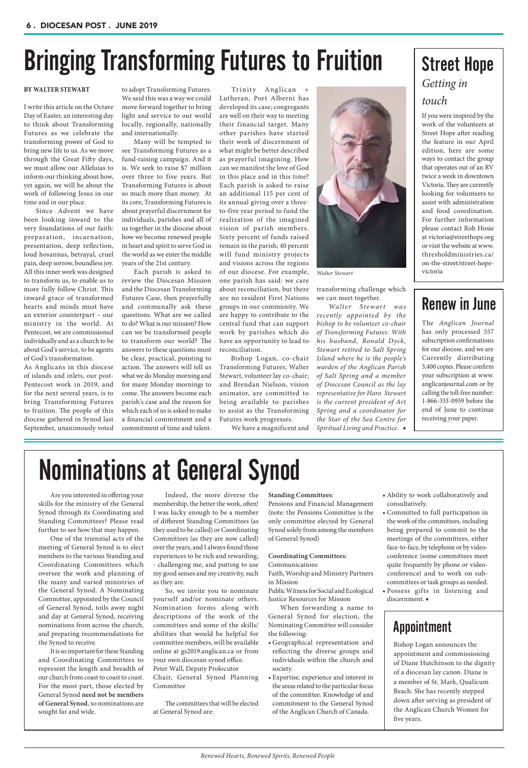# Bringing Transforming Futures to Fruition

**BY WALTER STEWART**

I write this article on the Octave Day of Easter, an interesting day to think about Transforming Futures as we celebrate the transforming power of God to bring new life to us. As we move through the Great Fifty days, we must allow our Alleluias to inform our thinking about how, yet again, we will be about the work of following Jesus in our time and in our place.

Since Advent we have been looking inward to the very foundations of our faith: preparation, incarnation, presentation, deep reflection, loud hosannas, betrayal, cruel pain, deep sorrow, boundless joy. All this inner work was designed to transform us, to enable us to more fully follow Christ. This inward grace of transformed hearts and minds must have an exterior counterpart – our ministry in the world. At Pentecost, we are commissioned individually and as a church to be about God's service, to be agents of God's transformation.

As Anglicans in this diocese of islands and inlets, our post-Pentecost work in 2019, and for the next several years, is to bring Transforming Futures to fruition. The people of this diocese gathered in Synod last September, unanimously voted to adopt Transforming Futures. We said this was a way we could move forward together to bring light and service to our world locally, regionally, nationally and internationally.

Many will be tempted to see Transforming Futures as a fund-raising campaign. And it is. We seek to raise $7 million over three to five years. But Transforming Futures is about so much more than money. At its core, Transforming Futures is about prayerful discernment for individuals, parishes and all of us together in the diocese about how we become renewed people in heart and spirit to serve God in the world as we enter the middle years of the 21st century.

Each parish is asked to review the Diocesan Mission and the Diocesan Transforming Futures Case, then prayerfully and communally ask these questions. What are we called to do? What is our mission? How can we be transformed people to transform our world? The answers to these questions must be clear, practical, pointing to action. The answers will tell us what we do Monday morning and for many Monday mornings to come. The answers become each parish's case and the reason for which each of us is asked to make a financial commitment and a commitment of time and talent.

Trinity Anglican + Lutheran, Port Alberni has developed its case; congregants are well on their way to meeting their financial target. Many other parishes have started their work of discernment of what might be better described as prayerful imagining. How can we manifest the love of God in this place and in this time? Each parish is asked to raise an additional 115 per cent of its annual giving over a three-to-five year period to fund the realization of the imagined vision of parish members. Sixty percent of funds raised remain in the parish; 40 percent will fund ministry projects and visions across the regions of our diocese. For example, one parish has said: we care about reconciliation, but there are no resident First Nations groups in our community. We are happy to contribute to the central fund that can support work by parishes which do have an opportunity to lead to reconciliation.

Bishop Logan, co-chair Transforming Futures; Walter Stewart, volunteer lay co-chair; and Brendan Nielson, vision animator, are committed to being available to parishes to assist as the Transforming Futures work progresses.

We have a magnificent and transforming challenge which we can meet together.

*Walter Stewart*

*Walter Stewart was recently appointed by the bishop to be volunteer co-chair of Transforming Futures. With his husband, Ronald Dyck, Stewart retired to Salt Spring Island where he is the people's warden of the Anglican Parish of Salt Spring and a member of Diocesan Council as the lay representative for Haro. Stewart is the current president of Art Spring and a coordinator for the Star of the Sea Centre for Spiritual Living and Practice.* ▪

## Street Hope

### *Getting in touch*

If you were inspired by the work of the volunteers at Street Hope after reading the feature in our April edition, here are some ways to contact the group that operates out of an RV twice a week in downtown Victoria. They are currently looking for volunteers to assist with administration and food coordination. For further information please contact Rob Hosie at victoria@streethope.org or visit the website at www.thresholdministries.ca/on-the-street/street-hope-victoria

## Renew in June

The *Anglican Journal* has only processed 557 subscription confirmations for our diocese, and we are Currently distributing 3,400 copies. Please confirm your subscription at www.anglicanjournal.com or by calling the toll-free number: 1-866-333-0959 before the end of June to continue receiving your paper.

# Nominations at General Synod

Are you interested in offering your skills for the ministry of the General Synod through its Coordinating and Standing Committees? Please read further to see how that may happen.

One of the triennial acts of the meeting of General Synod is to elect members to the various Standing and Coordinating Committees which oversee the work and planning of the many and varied ministries of the General Synod. A Nominating Committee, appointed by the Council of General Synod, toils away night and day at General Synod, receiving nominations from across the church, and preparing recommendations for the Synod to receive.

It is so important for these Standing and Coordinating Committees to represent the length and breadth of our church from coast to coast to coast. For the most part, those elected by General Synod **need not be members of General Synod**, so nominations are sought far and wide.

Indeed, the more diverse the membership, the better the work, often! I was lucky enough to be a member of different Standing Committees (as they used to be called) or Coordinating Committees (as they are now called) over the years, and I always found those experiences to be rich and rewarding, - challenging me, and putting to use my good senses and my creativity, such as they are.

So, we invite you to nominate yourself and/or nominate others. Nomination forms along with descriptions of the work of the committees and some of the skills/abilities that would be helpful for committee members, will be available online at gs2019.anglican.ca or from your own diocesan synod office.

Peter Wall, Deputy Prolocutor
Chair, General Synod Planning Committee

The committees that will be elected at General Synod are:

**Standing Committees:**

Pensions and Financial Management (note: the Pensions Committee is the only committee elected by General Synod solely from among the members of General Synod)

**Coordinating Committees:**

Communications
Faith, Worship and Ministry Partners in Mission
Public Witness for Social and Ecological Justice Resources for Mission

When forwarding a name to General Synod for election, the Nominating Committee will consider the following:

- Geographical representation and reflecting the diverse groups and individuals within the church and society.
- Expertise, experience and interest in the areas related to the particular focus of the committee. Knowledge of and commitment to the General Synod of the Anglican Church of Canada.
- Ability to work collaboratively and consultatively.
- Committed to full participation in the work of the committees, including being prepared to commit to the meetings of the committees, either face-to-face, by telephone or by video-conference (some committees meet quite frequently by phone or video-conference) and to work on sub-committees or task groups as needed.
- Possess gifts in listening and discernment. ▪

## Appointment

Bishop Logan announces the appointment and commissioning of Diane Hutchinson to the dignity of a diocesan lay canon. Diane is a member of St. Mark, Qualicum Beach. She has recently stepped down after serving as president of the Anglican Church Women for five years.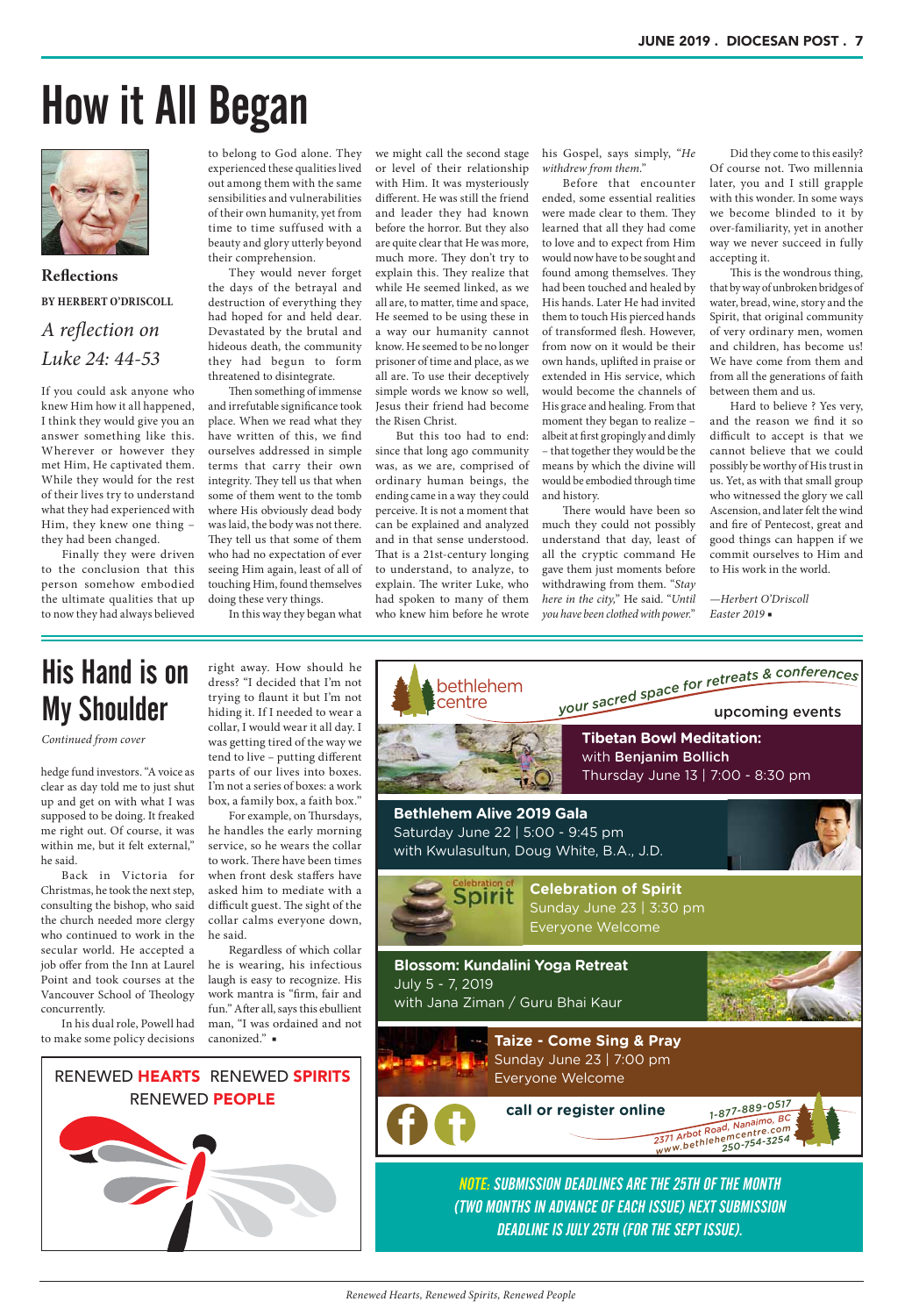# How it All Began

**Reflections**

**BY HERBERT O'DRISCOLL**

*A reflection on Luke 24: 44-53*

If you could ask anyone who knew Him how it all happened, I think they would give you an answer something like this. Wherever or however they met Him, He captivated them. While they would for the rest of their lives try to understand what they had experienced with Him, they knew one thing – they had been changed.

Finally they were driven to the conclusion that this person somehow embodied the ultimate qualities that up to now they had always believed to belong to God alone. They experienced these qualities lived out among them with the same sensibilities and vulnerabilities of their own humanity, yet from time to time suffused with a beauty and glory utterly beyond their comprehension.

They would never forget the days of the betrayal and destruction of everything they had hoped for and held dear. Devastated by the brutal and hideous death, the community they had begun to form threatened to disintegrate.

Then something of immense and irrefutable significance took place. When we read what they have written of this, we find ourselves addressed in simple terms that carry their own integrity. They tell us that when some of them went to the tomb where His obviously dead body was laid, the body was not there. They tell us that some of them who had no expectation of ever seeing Him again, least of all of touching Him, found themselves doing these very things.

In this way they began what we might call the second stage or level of their relationship with Him. It was mysteriously different. He was still the friend and leader they had known before the horror. But they also are quite clear that He was more, much more. They don't try to explain this. They realize that while He seemed linked, as we all are, to matter, time and space, He seemed to be using these in a way our humanity cannot know. He seemed to be no longer prisoner of time and place, as we all are. To use their deceptively simple words we know so well, Jesus their friend had become the Risen Christ.

But this too had to end: since that long ago community was, as we are, comprised of ordinary human beings, the ending came in a way they could perceive. It is not a moment that can be explained and analyzed and in that sense understood. That is a 21st-century longing to understand, to analyze, to explain. The writer Luke, who had spoken to many of them who knew him before he wrote his Gospel, says simply, "*He withdrew from them.*"

Before that encounter ended, some essential realities were made clear to them. They learned that all they had come to love and to expect from Him would now have to be sought and found among themselves. They had been touched and healed by His hands. Later He had invited them to touch His pierced hands of transformed flesh. However, from now on it would be their own hands, uplifted in praise or extended in His service, which would become the channels of His grace and healing. From that moment they began to realize – albeit at first gropingly and dimly – that together they would be the means by which the divine will would be embodied through time and history.

There would have been so much they could not possibly understand that day, least of all the cryptic command He gave them just moments before withdrawing from them. "*Stay here in the city,*" He said. "*Until you have been clothed with power.*"

Did they come to this easily? Of course not. Two millennia later, you and I still grapple with this wonder. In some ways we become blinded to it by over-familiarity, yet in another way we never succeed in fully accepting it.

This is the wondrous thing, that by way of unbroken bridges of water, bread, wine, story and the Spirit, that original community of very ordinary men, women and children, has become us! We have come from them and from all the generations of faith between them and us.

Hard to believe ? Yes very, and the reason we find it so difficult to accept is that we cannot believe that we could possibly be worthy of His trust in us. Yet, as with that small group who witnessed the glory we call Ascension, and later felt the wind and fire of Pentecost, great and good things can happen if we commit ourselves to Him and to His work in the world.

*—Herbert O'Driscoll*
*Easter 2019* ▪

# His Hand is on My Shoulder

*Continued from cover*

hedge fund investors. "A voice as clear as day told me to just shut up and get on with what I was supposed to be doing. It freaked me right out. Of course, it was within me, but it felt external," he said.

Back in Victoria for Christmas, he took the next step, consulting the bishop, who said the church needed more clergy who continued to work in the secular world. He accepted a job offer from the Inn at Laurel Point and took courses at the Vancouver School of Theology concurrently.

In his dual role, Powell had to make some policy decisions right away. How should he dress? "I decided that I'm not trying to flaunt it but I'm not hiding it. If I needed to wear a collar, I would wear it all day. I was getting tired of the way we tend to live – putting different parts of our lives into boxes. I'm not a series of boxes: a work box, a family box, a faith box."

For example, on Thursdays, he handles the early morning service, so he wears the collar to work. There have been times when front desk staffers have asked him to mediate with a difficult guest. The sight of the collar calms everyone down, he said.

Regardless of which collar he is wearing, his infectious laugh is easy to recognize. His work mantra is "firm, fair and fun." After all, says this ebullient man, "I was ordained and not canonized." ▪

RENEWED **HEARTS** RENEWED **SPIRITS**
RENEWED **PEOPLE**

**bethlehem centre** — *your sacred space for retreats & conferences*

**upcoming events**

**Tibetan Bowl Meditation:**
with **Benjanim Bollich**
Thursday June 13 | 7:00 - 8:30 pm

**Bethlehem Alive 2019 Gala**
Saturday June 22 | 5:00 - 9:45 pm
with Kwulasultun, Doug White, B.A., J.D.

**Celebration of Spirit**
Sunday June 23 | 3:30 pm
Everyone Welcome

**Blossom: Kundalini Yoga Retreat**
July 5 - 7, 2019
with Jana Ziman / Guru Bhai Kaur

**Taize - Come Sing & Pray**
Sunday June 23 | 7:00 pm
Everyone Welcome

**call or register online**

1-877-889-0517
2371 Arbot Road, Nanaimo, BC
www.bethlehemcentre.com
250-754-3254

***NOTE: SUBMISSION DEADLINES ARE THE 25TH OF THE MONTH (TWO MONTHS IN ADVANCE OF EACH ISSUE) NEXT SUBMISSION DEADLINE IS JULY 25TH (FOR THE SEPT ISSUE).***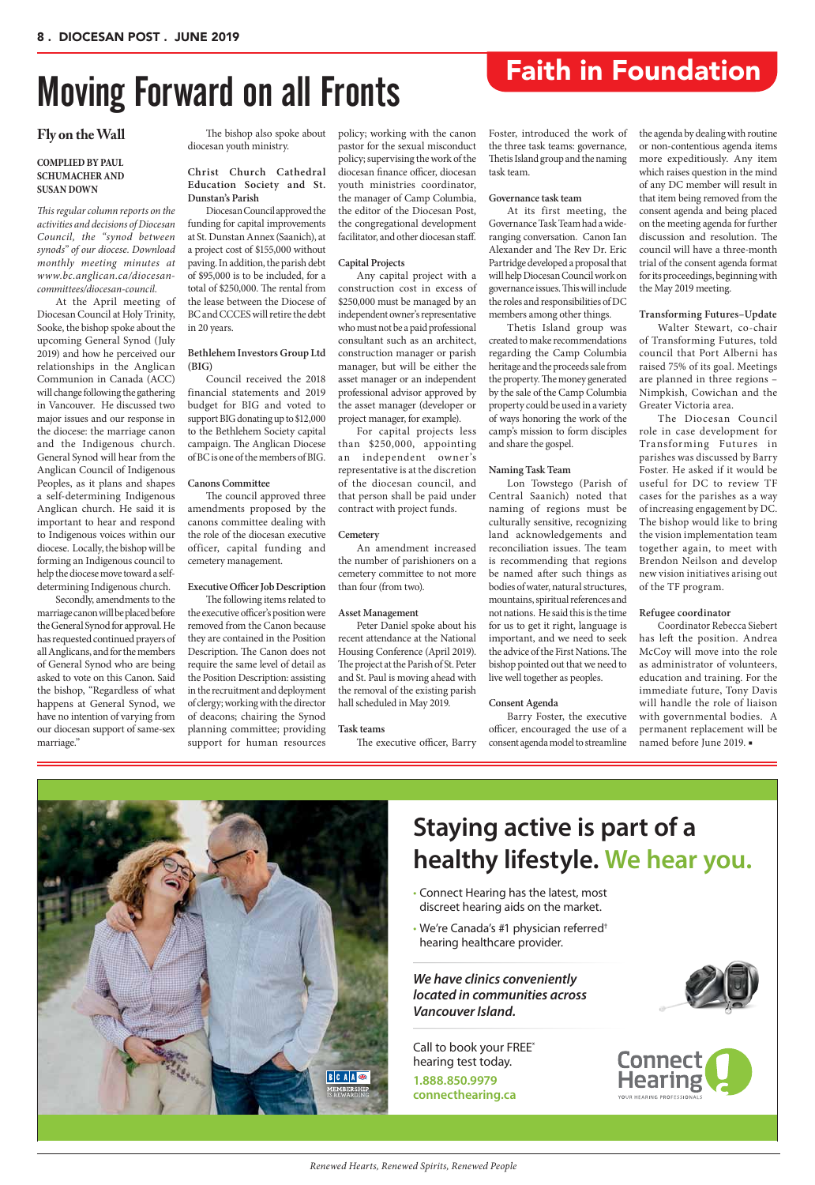# Moving Forward on all Fronts

## Fly on the Wall

**COMPLIED BY PAUL SCHUMACHER AND SUSAN DOWN**

*This regular column reports on the activities and decisions of Diocesan Council, the "synod between synods" of our diocese. Download monthly meeting minutes at www.bc.anglican.ca/diocesan-committees/diocesan-council.*

At the April meeting of Diocesan Council at Holy Trinity, Sooke, the bishop spoke about the upcoming General Synod (July 2019) and how he perceived our relationships in the Anglican Communion in Canada (ACC) will change following the gathering in Vancouver. He discussed two major issues and our response in the diocese: the marriage canon and the Indigenous church. General Synod will hear from the Anglican Council of Indigenous Peoples, as it plans and shapes a self-determining Indigenous Anglican church. He said it is important to hear and respond to Indigenous voices within our diocese. Locally, the bishop will be forming an Indigenous council to help the diocese move toward a self-determining Indigenous church.

Secondly, amendments to the marriage canon will be placed before the General Synod for approval. He has requested continued prayers of all Anglicans, and for the members of General Synod who are being asked to vote on this Canon. Said the bishop, "Regardless of what happens at General Synod, we have no intention of varying from our diocesan support of same-sex marriage."

The bishop also spoke about diocesan youth ministry.

### Christ Church Cathedral Education Society and St. Dunstan's Parish

Diocesan Council approved the funding for capital improvements at St. Dunstan Annex (Saanich), at a project cost of $155,000 without paving. In addition, the parish debt of $95,000 is to be included, for a total of $250,000. The rental from the lease between the Diocese of BC and CCCES will retire the debt in 20 years.

### Bethlehem Investors Group Ltd (BIG)

Council received the 2018 financial statements and 2019 budget for BIG and voted to support BIG donating up to $12,000 to the Bethlehem Society capital campaign. The Anglican Diocese of BC is one of the members of BIG.

### Canons Committee

The council approved three amendments proposed by the canons committee dealing with the role of the diocesan executive officer, capital funding and cemetery management.

### Executive Officer Job Description

The following items related to the executive officer's position were removed from the Canon because they are contained in the Position Description. The Canon does not require the same level of detail as the Position Description: assisting in the recruitment and deployment of clergy; working with the director of deacons; chairing the Synod planning committee; providing support for human resources policy; working with the canon pastor for the sexual misconduct policy; supervising the work of the diocesan finance officer, diocesan youth ministries coordinator, the manager of Camp Columbia, the editor of the Diocesan Post, the congregational development facilitator, and other diocesan staff.

### Capital Projects

Any capital project with a construction cost in excess of $250,000 must be managed by an independent owner's representative who must not be a paid professional consultant such as an architect, construction manager or parish manager, but will be either the asset manager or an independent professional advisor approved by the asset manager (developer or project manager, for example).

For capital projects less than $250,000, appointing an independent owner's representative is at the discretion of the diocesan council, and that person shall be paid under contract with project funds.

### Cemetery

An amendment increased the number of parishioners on a cemetery committee to not more than four (from two).

### Asset Management

Peter Daniel spoke about his recent attendance at the National Housing Conference (April 2019). The project at the Parish of St. Peter and St. Paul is moving ahead with the removal of the existing parish hall scheduled in May 2019.

### Task teams

The executive officer, Barry Foster, introduced the work of the three task teams: governance, the Thetis Island group and the naming task team.

### Governance task team

At its first meeting, the Governance Task Team had a wide-ranging conversation. Canon Ian Alexander and The Rev Dr. Eric Partridge developed a proposal that will help Diocesan Council work on governance issues. This will include the roles and responsibilities of DC members among other things.

Thetis Island group was created to make recommendations regarding the Camp Columbia heritage and the proceeds sale from the property. The money generated by the sale of the Camp Columbia property could be used in a variety of ways honoring the work of the camp's mission to form disciples and share the gospel.

### Naming Task Team

Lon Towstego (Parish of Central Saanich) noted that naming of regions must be culturally sensitive, recognizing land acknowledgements and reconciliation issues. The team is recommending that regions be named after such things as bodies of water, natural structures, mountains, spiritual references and not nations. He said this is the time for us to get it right, language is important, and we need to seek the advice of the First Nations. The bishop pointed out that we need to live well together as peoples.

### Consent Agenda

Barry Foster, the executive officer, encouraged the use of a consent agenda model to streamline the agenda by dealing with routine or non-contentious agenda items more expeditiously. Any item which raises question in the mind of any DC member will result in that item being removed from the consent agenda and being placed on the meeting agenda for further discussion and resolution. The council will have a three-month trial of the consent agenda format for its proceedings, beginning with the May 2019 meeting.

### Transforming Futures–Update

Walter Stewart, co-chair of Transforming Futures, told council that Port Alberni has raised 75% of its goal. Meetings are planned in three regions – Nimpkish, Cowichan and the Greater Victoria area.

The Diocesan Council role in case development for Transforming Futures in parishes was discussed by Barry Foster. He asked if it would be useful for DC to review TF cases for the parishes as a way of increasing engagement by DC. The bishop would like to bring the vision implementation team together again, to meet with Brendon Neilson and develop new vision initiatives arising out of the TF program.

### Refugee coordinator

Coordinator Rebecca Siebert has left the position. Andrea McCoy will move into the role as administrator of volunteers, education and training. For the immediate future, Tony Davis will handle the role of liaison with governmental bodies. A permanent replacement will be named before June 2019. ▪

---

# Staying active is part of a healthy lifestyle. We hear you.

- Connect Hearing has the latest, most discreet hearing aids on the market.
- We're Canada's #1 physician referred[†] hearing healthcare provider.

***We have clinics conveniently located in communities across Vancouver Island.***

Call to book your FREE[*] hearing test today.

**1.888.850.9979**
**connecthearing.ca**

BCAA MEMBERSHIP IS REWARDING

Connect Hearing — YOUR HEARING PROFESSIONALS